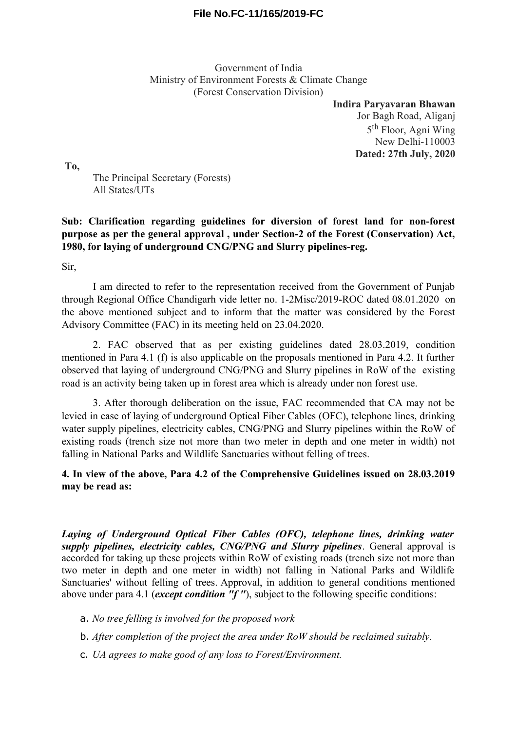**File No.FC-11/165/2019-FC**

Government of India
Ministry of Environment Forests & Climate Change
(Forest Conservation Division)

**Indira Paryavaran Bhawan**
Jor Bagh Road, Aliganj
5th Floor, Agni Wing
New Delhi-110003
**Dated: 27th July, 2020**

**To,**

The Principal Secretary (Forests)
All States/UTs

**Sub: Clarification regarding guidelines for diversion of forest land for non-forest purpose as per the general approval , under Section-2 of the Forest (Conservation) Act, 1980, for laying of underground CNG/PNG and Slurry pipelines-reg.**

Sir,

I am directed to refer to the representation received from the Government of Punjab through Regional Office Chandigarh vide letter no. 1-2Misc/2019-ROC dated 08.01.2020 on the above mentioned subject and to inform that the matter was considered by the Forest Advisory Committee (FAC) in its meeting held on 23.04.2020.

2. FAC observed that as per existing guidelines dated 28.03.2019, condition mentioned in Para 4.1 (f) is also applicable on the proposals mentioned in Para 4.2. It further observed that laying of underground CNG/PNG and Slurry pipelines in RoW of the existing road is an activity being taken up in forest area which is already under non forest use.

3. After thorough deliberation on the issue, FAC recommended that CA may not be levied in case of laying of underground Optical Fiber Cables (OFC), telephone lines, drinking water supply pipelines, electricity cables, CNG/PNG and Slurry pipelines within the RoW of existing roads (trench size not more than two meter in depth and one meter in width) not falling in National Parks and Wildlife Sanctuaries without felling of trees.

**4. In view of the above, Para 4.2 of the Comprehensive Guidelines issued on 28.03.2019 may be read as:**

***Laying of Underground Optical Fiber Cables (OFC), telephone lines, drinking water supply pipelines, electricity cables, CNG/PNG and Slurry pipelines***. General approval is accorded for taking up these projects within RoW of existing roads (trench size not more than two meter in depth and one meter in width) not falling in National Parks and Wildlife Sanctuaries' without felling of trees. Approval, in addition to general conditions mentioned above under para 4.1 (***except condition "f "***), subject to the following specific conditions:

a. *No tree felling is involved for the proposed work*

b. *After completion of the project the area under RoW should be reclaimed suitably.*

c. *UA agrees to make good of any loss to Forest/Environment.*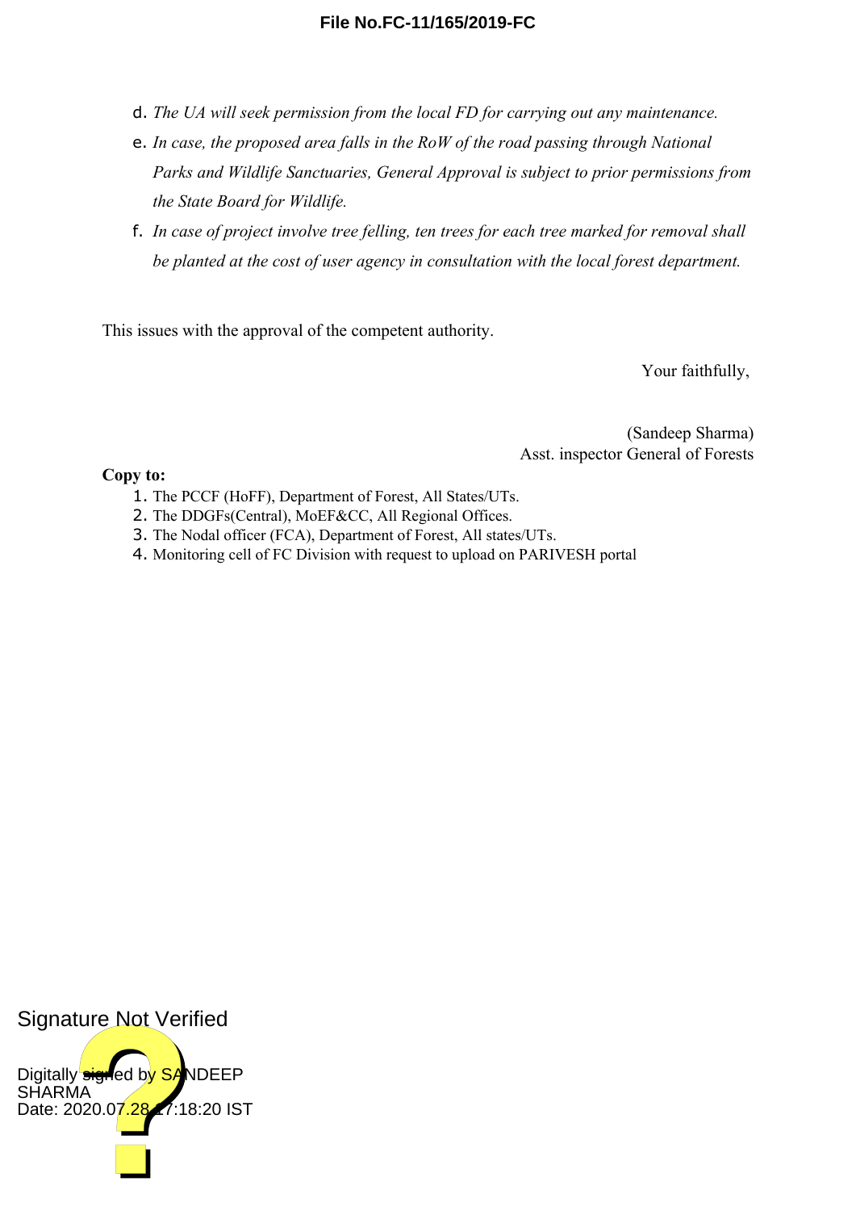d. *The UA will seek permission from the local FD for carrying out any maintenance.*

e. *In case, the proposed area falls in the RoW of the road passing through National Parks and Wildlife Sanctuaries, General Approval is subject to prior permissions from the State Board for Wildlife.*

f. *In case of project involve tree felling, ten trees for each tree marked for removal shall be planted at the cost of user agency in consultation with the local forest department.*

This issues with the approval of the competent authority.

Your faithfully,

(Sandeep Sharma)
Asst. inspector General of Forests

**Copy to:**

1. The PCCF (HoFF), Department of Forest, All States/UTs.
2. The DDGFs(Central), MoEF&CC, All Regional Offices.
3. The Nodal officer (FCA), Department of Forest, All states/UTs.
4. Monitoring cell of FC Division with request to upload on PARIVESH portal

Signature Not Verified

Digitally signed by SANDEEP SHARMA
Date: 2020.07.28 17:18:20 IST